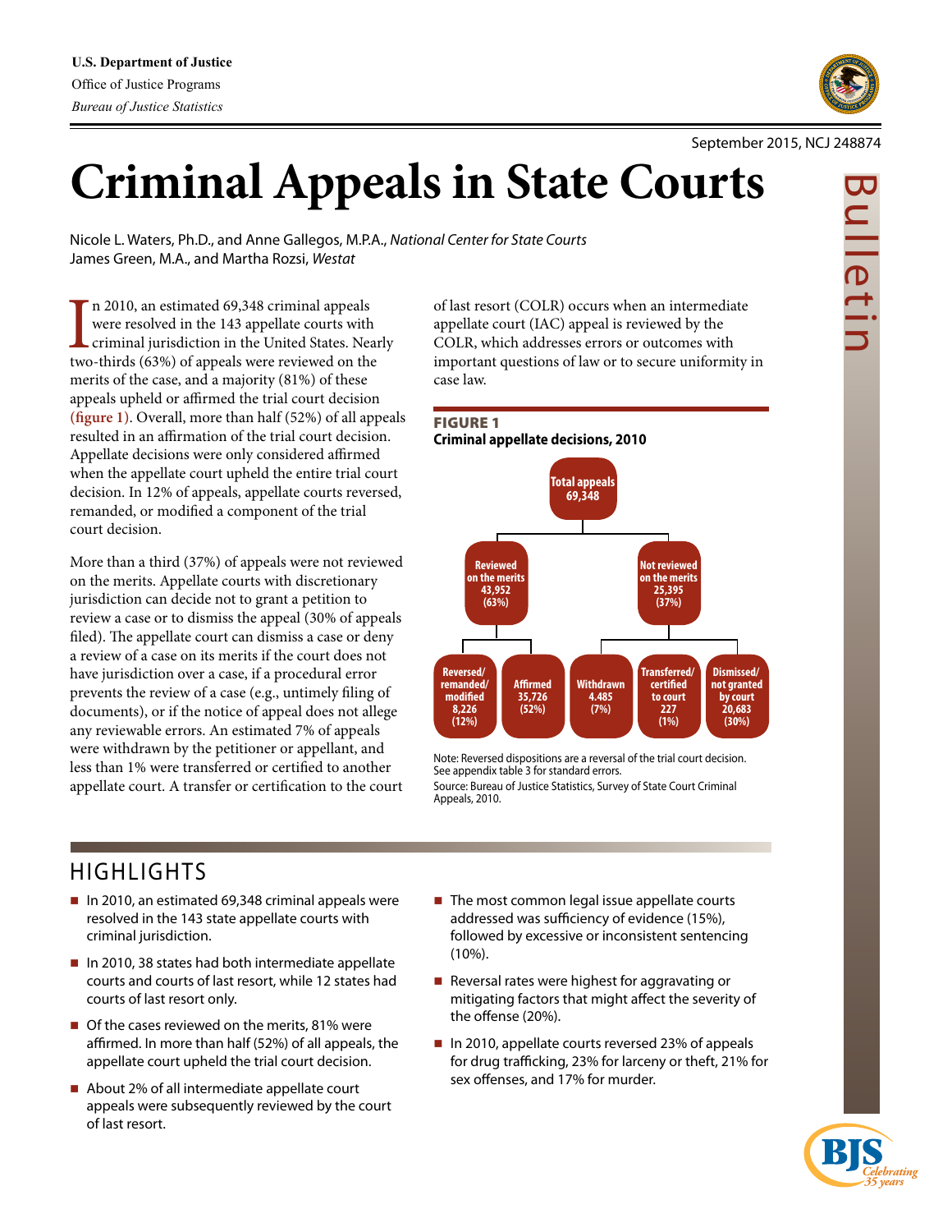U.S. Department of Justice
Office of Justice Programs
*Bureau of Justice Statistics*

September 2015, NCJ 248874

# Criminal Appeals in State Courts

Nicole L. Waters, Ph.D., and Anne Gallegos, M.P.A., *National Center for State Courts*
James Green, M.A., and Martha Rozsi, *Westat*

In 2010, an estimated 69,348 criminal appeals were resolved in the 143 appellate courts with criminal jurisdiction in the United States. Nearly two-thirds (63%) of appeals were reviewed on the merits of the case, and a majority (81%) of these appeals upheld or affirmed the trial court decision **(figure 1)**. Overall, more than half (52%) of all appeals resulted in an affirmation of the trial court decision. Appellate decisions were only considered affirmed when the appellate court upheld the entire trial court decision. In 12% of appeals, appellate courts reversed, remanded, or modified a component of the trial court decision.

More than a third (37%) of appeals were not reviewed on the merits. Appellate courts with discretionary jurisdiction can decide not to grant a petition to review a case or to dismiss the appeal (30% of appeals filed). The appellate court can dismiss a case or deny a review of a case on its merits if the court does not have jurisdiction over a case, if a procedural error prevents the review of a case (e.g., untimely filing of documents), or if the notice of appeal does not allege any reviewable errors. An estimated 7% of appeals were withdrawn by the petitioner or appellant, and less than 1% were transferred or certified to another appellate court. A transfer or certification to the court of last resort (COLR) occurs when an intermediate appellate court (IAC) appeal is reviewed by the COLR, which addresses errors or outcomes with important questions of law or to secure uniformity in case law.

**FIGURE 1**
**Criminal appellate decisions, 2010**

- **Total appeals** 69,348
  - **Reviewed on the merits** 43,952 (63%)
    - **Reversed/remanded/modified** 8,226 (12%)
    - **Affirmed** 35,726 (52%)
  - **Not reviewed on the merits** 25,395 (37%)
    - **Withdrawn** 4.485 (7%)
    - **Transferred/certified to court** 227 (1%)
    - **Dismissed/not granted by court** 20,683 (30%)

Note: Reversed dispositions are a reversal of the trial court decision. See appendix table 3 for standard errors.
Source: Bureau of Justice Statistics, Survey of State Court Criminal Appeals, 2010.

## HIGHLIGHTS

- In 2010, an estimated 69,348 criminal appeals were resolved in the 143 state appellate courts with criminal jurisdiction.
- In 2010, 38 states had both intermediate appellate courts and courts of last resort, while 12 states had courts of last resort only.
- Of the cases reviewed on the merits, 81% were affirmed. In more than half (52%) of all appeals, the appellate court upheld the trial court decision.
- About 2% of all intermediate appellate court appeals were subsequently reviewed by the court of last resort.
- The most common legal issue appellate courts addressed was sufficiency of evidence (15%), followed by excessive or inconsistent sentencing (10%).
- Reversal rates were highest for aggravating or mitigating factors that might affect the severity of the offense (20%).
- In 2010, appellate courts reversed 23% of appeals for drug trafficking, 23% for larceny or theft, 21% for sex offenses, and 17% for murder.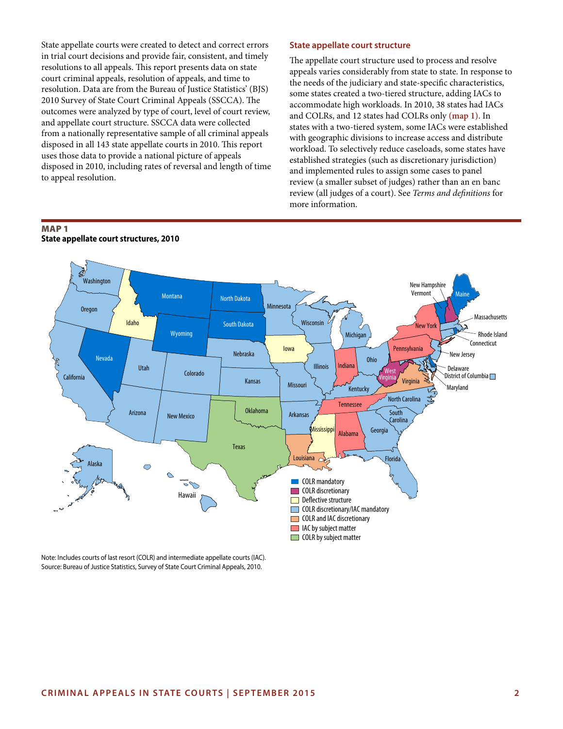State appellate courts were created to detect and correct errors in trial court decisions and provide fair, consistent, and timely resolutions to all appeals. This report presents data on state court criminal appeals, resolution of appeals, and time to resolution. Data are from the Bureau of Justice Statistics' (BJS) 2010 Survey of State Court Criminal Appeals (SSCCA). The outcomes were analyzed by type of court, level of court review, and appellate court structure. SSCCA data were collected from a nationally representative sample of all criminal appeals disposed in all 143 state appellate courts in 2010. This report uses those data to provide a national picture of appeals disposed in 2010, including rates of reversal and length of time to appeal resolution.

## State appellate court structure

The appellate court structure used to process and resolve appeals varies considerably from state to state. In response to the needs of the judiciary and state-specific characteristics, some states created a two-tiered structure, adding IACs to accommodate high workloads. In 2010, 38 states had IACs and COLRs, and 12 states had COLRs only **(map 1)**. In states with a two-tiered system, some IACs were established with geographic divisions to increase access and distribute workload. To selectively reduce caseloads, some states have established strategies (such as discretionary jurisdiction) and implemented rules to assign some cases to panel review (a smaller subset of judges) rather than an en banc review (all judges of a court). See *Terms and definitions* for more information.

**MAP 1**
**State appellate court structures, 2010**

Note: Includes courts of last resort (COLR) and intermediate appellate courts (IAC).
Source: Bureau of Justice Statistics, Survey of State Court Criminal Appeals, 2010.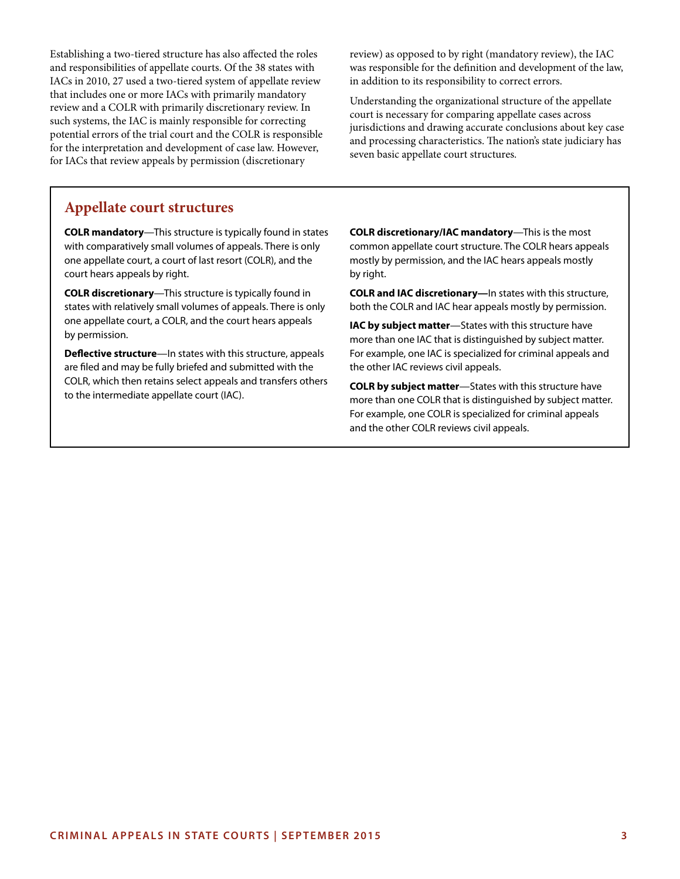Establishing a two-tiered structure has also affected the roles and responsibilities of appellate courts. Of the 38 states with IACs in 2010, 27 used a two-tiered system of appellate review that includes one or more IACs with primarily mandatory review and a COLR with primarily discretionary review. In such systems, the IAC is mainly responsible for correcting potential errors of the trial court and the COLR is responsible for the interpretation and development of case law. However, for IACs that review appeals by permission (discretionary review) as opposed to by right (mandatory review), the IAC was responsible for the definition and development of the law, in addition to its responsibility to correct errors.

Understanding the organizational structure of the appellate court is necessary for comparing appellate cases across jurisdictions and drawing accurate conclusions about key case and processing characteristics. The nation's state judiciary has seven basic appellate court structures.

## Appellate court structures

**COLR mandatory**—This structure is typically found in states with comparatively small volumes of appeals. There is only one appellate court, a court of last resort (COLR), and the court hears appeals by right.

**COLR discretionary**—This structure is typically found in states with relatively small volumes of appeals. There is only one appellate court, a COLR, and the court hears appeals by permission.

**Deflective structure**—In states with this structure, appeals are filed and may be fully briefed and submitted with the COLR, which then retains select appeals and transfers others to the intermediate appellate court (IAC).

**COLR discretionary/IAC mandatory**—This is the most common appellate court structure. The COLR hears appeals mostly by permission, and the IAC hears appeals mostly by right.

**COLR and IAC discretionary—**In states with this structure, both the COLR and IAC hear appeals mostly by permission.

**IAC by subject matter**—States with this structure have more than one IAC that is distinguished by subject matter. For example, one IAC is specialized for criminal appeals and the other IAC reviews civil appeals.

**COLR by subject matter**—States with this structure have more than one COLR that is distinguished by subject matter. For example, one COLR is specialized for criminal appeals and the other COLR reviews civil appeals.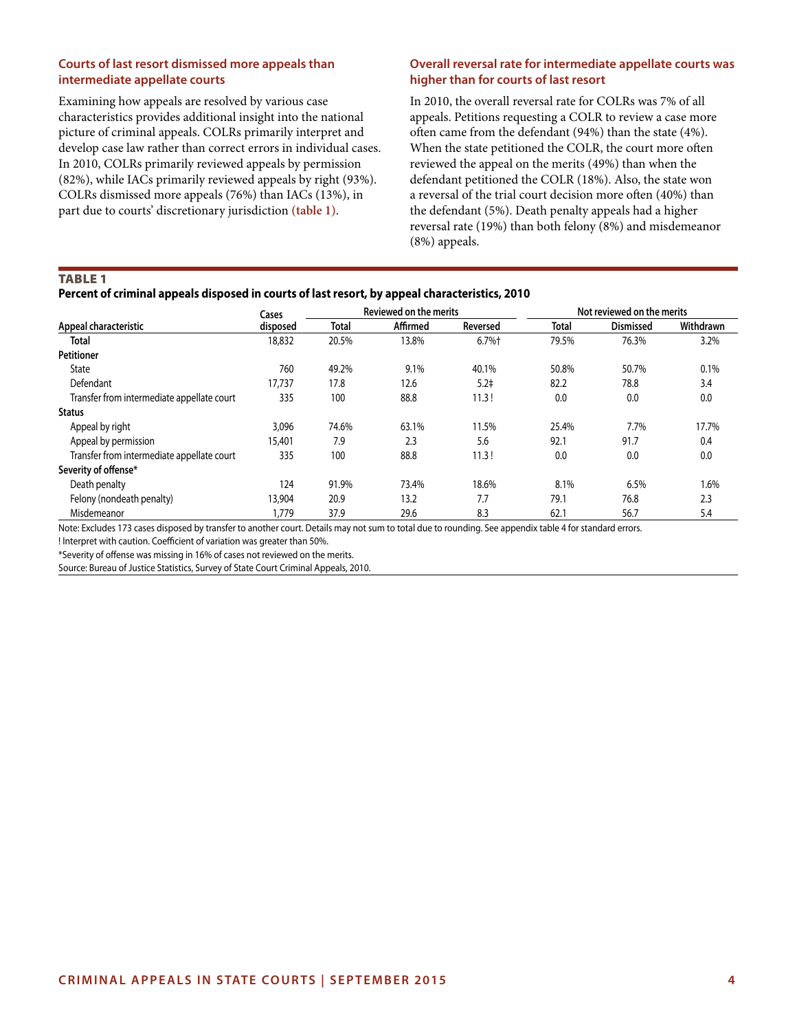## Courts of last resort dismissed more appeals than intermediate appellate courts

Examining how appeals are resolved by various case characteristics provides additional insight into the national picture of criminal appeals. COLRs primarily interpret and develop case law rather than correct errors in individual cases. In 2010, COLRs primarily reviewed appeals by permission (82%), while IACs primarily reviewed appeals by right (93%). COLRs dismissed more appeals (76%) than IACs (13%), in part due to courts' discretionary jurisdiction **(table 1)**.

## Overall reversal rate for intermediate appellate courts was higher than for courts of last resort

In 2010, the overall reversal rate for COLRs was 7% of all appeals. Petitions requesting a COLR to review a case more often came from the defendant (94%) than the state (4%). When the state petitioned the COLR, the court more often reviewed the appeal on the merits (49%) than when the defendant petitioned the COLR (18%). Also, the state won a reversal of the trial court decision more often (40%) than the defendant (5%). Death penalty appeals had a higher reversal rate (19%) than both felony (8%) and misdemeanor (8%) appeals.

**TABLE 1**
**Percent of criminal appeals disposed in courts of last resort, by appeal characteristics, 2010**

| Appeal characteristic | Cases disposed | Reviewed on the merits | | | Not reviewed on the merits | | |
|---|---|---|---|---|---|---|---|
| | | Total | Affirmed | Reversed | Total | Dismissed | Withdrawn |
| **Total** | 18,832 | 20.5% | 13.8% | 6.7%† | 79.5% | 76.3% | 3.2% |
| **Petitioner** | | | | | | | |
| State | 760 | 49.2% | 9.1% | 40.1% | 50.8% | 50.7% | 0.1% |
| Defendant | 17,737 | 17.8 | 12.6 | 5.2‡ | 82.2 | 78.8 | 3.4 |
| Transfer from intermediate appellate court | 335 | 100 | 88.8 | 11.3 ! | 0.0 | 0.0 | 0.0 |
| **Status** | | | | | | | |
| Appeal by right | 3,096 | 74.6% | 63.1% | 11.5% | 25.4% | 7.7% | 17.7% |
| Appeal by permission | 15,401 | 7.9 | 2.3 | 5.6 | 92.1 | 91.7 | 0.4 |
| Transfer from intermediate appellate court | 335 | 100 | 88.8 | 11.3 ! | 0.0 | 0.0 | 0.0 |
| **Severity of offense*** | | | | | | | |
| Death penalty | 124 | 91.9% | 73.4% | 18.6% | 8.1% | 6.5% | 1.6% |
| Felony (nondeath penalty) | 13,904 | 20.9 | 13.2 | 7.7 | 79.1 | 76.8 | 2.3 |
| Misdemeanor | 1,779 | 37.9 | 29.6 | 8.3 | 62.1 | 56.7 | 5.4 |

Note: Excludes 173 cases disposed by transfer to another court. Details may not sum to total due to rounding. See appendix table 4 for standard errors.

! Interpret with caution. Coefficient of variation was greater than 50%.

*Severity of offense was missing in 16% of cases not reviewed on the merits.

Source: Bureau of Justice Statistics, Survey of State Court Criminal Appeals, 2010.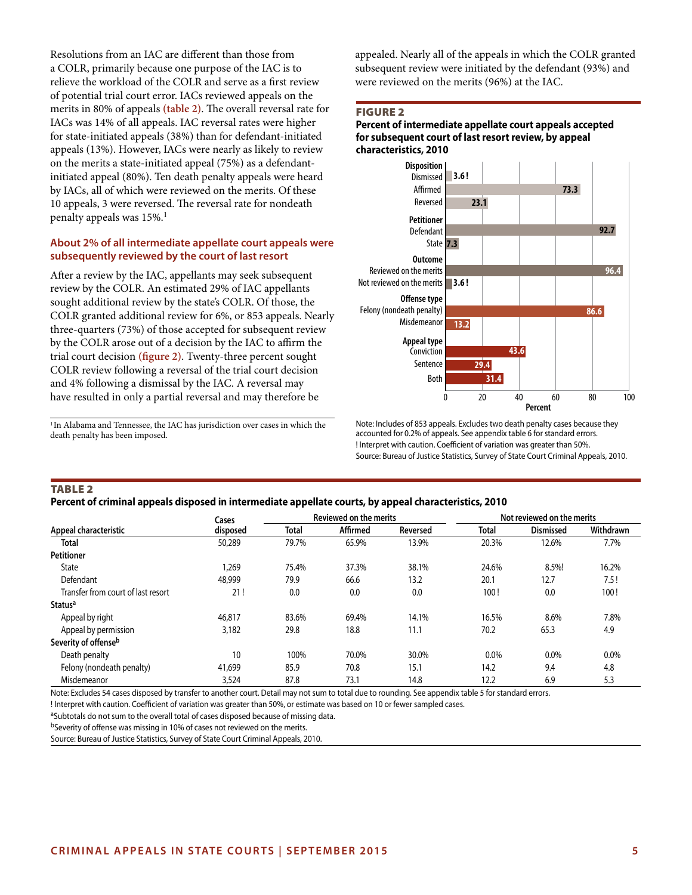Resolutions from an IAC are different than those from a COLR, primarily because one purpose of the IAC is to relieve the workload of the COLR and serve as a first review of potential trial court error. IACs reviewed appeals on the merits in 80% of appeals **(table 2)**. The overall reversal rate for IACs was 14% of all appeals. IAC reversal rates were higher for state-initiated appeals (38%) than for defendant-initiated appeals (13%). However, IACs were nearly as likely to review on the merits a state-initiated appeal (75%) as a defendant-initiated appeal (80%). Ten death penalty appeals were heard by IACs, all of which were reviewed on the merits. Of these 10 appeals, 3 were reversed. The reversal rate for nondeath penalty appeals was 15%.[1]

### About 2% of all intermediate appellate court appeals were subsequently reviewed by the court of last resort

After a review by the IAC, appellants may seek subsequent review by the COLR. An estimated 29% of IAC appellants sought additional review by the state's COLR. Of those, the COLR granted additional review for 6%, or 853 appeals. Nearly three-quarters (73%) of those accepted for subsequent review by the COLR arose out of a decision by the IAC to affirm the trial court decision **(figure 2)**. Twenty-three percent sought COLR review following a reversal of the trial court decision and 4% following a dismissal by the IAC. A reversal may have resulted in only a partial reversal and may therefore be appealed. Nearly all of the appeals in which the COLR granted subsequent review were initiated by the defendant (93%) and were reviewed on the merits (96%) at the IAC.

[1]In Alabama and Tennessee, the IAC has jurisdiction over cases in which the death penalty has been imposed.

**FIGURE 2**
**Percent of intermediate appellate court appeals accepted for subsequent court of last resort review, by appeal characteristics, 2010**

| Appeal characteristic | Percent |
|---|---|
| **Disposition** | |
| Dismissed | 3.6 ! |
| Affirmed | 73.3 |
| Reversed | 23.1 |
| **Petitioner** | |
| Defendant | 92.7 |
| State | 7.3 |
| **Outcome** | |
| Reviewed on the merits | 96.4 |
| Not reviewed on the merits | 3.6 ! |
| **Offense type** | |
| Felony (nondeath penalty) | 86.6 |
| Misdemeanor | 13.2 |
| **Appeal type** | |
| Conviction | 43.6 |
| Sentence | 29.4 |
| Both | 31.4 |

Note: Includes of 853 appeals. Excludes two death penalty cases because they accounted for 0.2% of appeals. See appendix table 6 for standard errors.
! Interpret with caution. Coefficient of variation was greater than 50%.
Source: Bureau of Justice Statistics, Survey of State Court Criminal Appeals, 2010.

**TABLE 2**
**Percent of criminal appeals disposed in intermediate appellate courts, by appeal characteristics, 2010**

| Appeal characteristic | Cases disposed | Reviewed on the merits: Total | Affirmed | Reversed | Not reviewed on the merits: Total | Dismissed | Withdrawn |
|---|---|---|---|---|---|---|---|
| **Total** | 50,289 | 79.7% | 65.9% | 13.9% | 20.3% | 12.6% | 7.7% |
| **Petitioner** | | | | | | | |
| State | 1,269 | 75.4% | 37.3% | 38.1% | 24.6% | 8.5%! | 16.2% |
| Defendant | 48,999 | 79.9 | 66.6 | 13.2 | 20.1 | 12.7 | 7.5 ! |
| Transfer from court of last resort | 21 ! | 0.0 | 0.0 | 0.0 | 100 ! | 0.0 | 100 ! |
| **Status**[a] | | | | | | | |
| Appeal by right | 46,817 | 83.6% | 69.4% | 14.1% | 16.5% | 8.6% | 7.8% |
| Appeal by permission | 3,182 | 29.8 | 18.8 | 11.1 | 70.2 | 65.3 | 4.9 |
| **Severity of offense**[b] | | | | | | | |
| Death penalty | 10 | 100% | 70.0% | 30.0% | 0.0% | 0.0% | 0.0% |
| Felony (nondeath penalty) | 41,699 | 85.9 | 70.8 | 15.1 | 14.2 | 9.4 | 4.8 |
| Misdemeanor | 3,524 | 87.8 | 73.1 | 14.8 | 12.2 | 6.9 | 5.3 |

Note: Excludes 54 cases disposed by transfer to another court. Detail may not sum to total due to rounding. See appendix table 5 for standard errors.
! Interpret with caution. Coefficient of variation was greater than 50%, or estimate was based on 10 or fewer sampled cases.
[a]Subtotals do not sum to the overall total of cases disposed because of missing data.
[b]Severity of offense was missing in 10% of cases not reviewed on the merits.
Source: Bureau of Justice Statistics, Survey of State Court Criminal Appeals, 2010.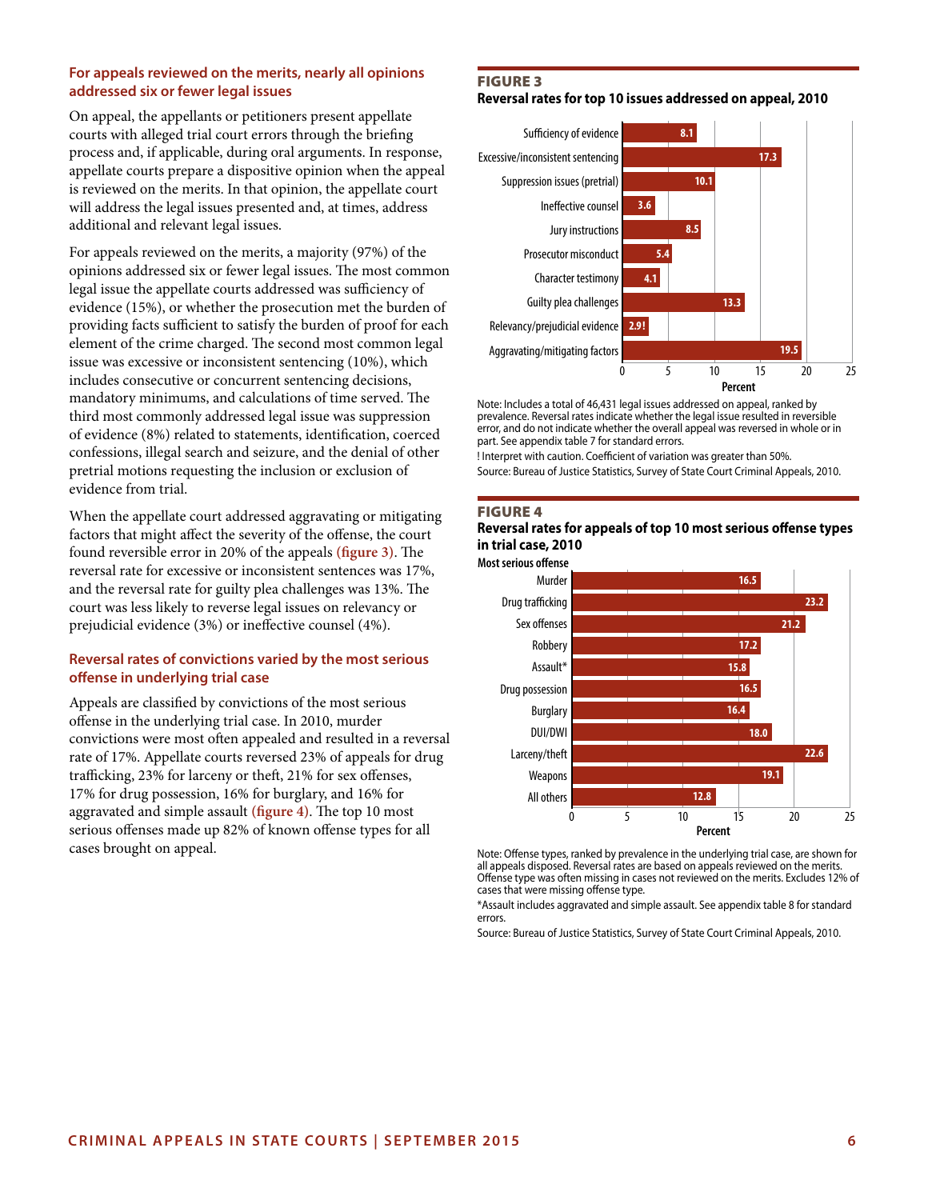### For appeals reviewed on the merits, nearly all opinions addressed six or fewer legal issues

On appeal, the appellants or petitioners present appellate courts with alleged trial court errors through the briefing process and, if applicable, during oral arguments. In response, appellate courts prepare a dispositive opinion when the appeal is reviewed on the merits. In that opinion, the appellate court will address the legal issues presented and, at times, address additional and relevant legal issues.

For appeals reviewed on the merits, a majority (97%) of the opinions addressed six or fewer legal issues. The most common legal issue the appellate courts addressed was sufficiency of evidence (15%), or whether the prosecution met the burden of providing facts sufficient to satisfy the burden of proof for each element of the crime charged. The second most common legal issue was excessive or inconsistent sentencing (10%), which includes consecutive or concurrent sentencing decisions, mandatory minimums, and calculations of time served. The third most commonly addressed legal issue was suppression of evidence (8%) related to statements, identification, coerced confessions, illegal search and seizure, and the denial of other pretrial motions requesting the inclusion or exclusion of evidence from trial.

When the appellate court addressed aggravating or mitigating factors that might affect the severity of the offense, the court found reversible error in 20% of the appeals **(figure 3)**. The reversal rate for excessive or inconsistent sentences was 17%, and the reversal rate for guilty plea challenges was 13%. The court was less likely to reverse legal issues on relevancy or prejudicial evidence (3%) or ineffective counsel (4%).

### Reversal rates of convictions varied by the most serious offense in underlying trial case

Appeals are classified by convictions of the most serious offense in the underlying trial case. In 2010, murder convictions were most often appealed and resulted in a reversal rate of 17%. Appellate courts reversed 23% of appeals for drug trafficking, 23% for larceny or theft, 21% for sex offenses, 17% for drug possession, 16% for burglary, and 16% for aggravated and simple assault **(figure 4)**. The top 10 most serious offenses made up 82% of known offense types for all cases brought on appeal.

**FIGURE 3**
**Reversal rates for top 10 issues addressed on appeal, 2010**

| Legal issue | Percent |
|---|---|
| Sufficiency of evidence | 8.1 |
| Excessive/inconsistent sentencing | 17.3 |
| Suppression issues (pretrial) | 10.1 |
| Ineffective counsel | 3.6 |
| Jury instructions | 8.5 |
| Prosecutor misconduct | 5.4 |
| Character testimony | 4.1 |
| Guilty plea challenges | 13.3 |
| Relevancy/prejudicial evidence | 2.9! |
| Aggravating/mitigating factors | 19.5 |

Note: Includes a total of 46,431 legal issues addressed on appeal, ranked by prevalence. Reversal rates indicate whether the legal issue resulted in reversible error, and do not indicate whether the overall appeal was reversed in whole or in part. See appendix table 7 for standard errors.

! Interpret with caution. Coefficient of variation was greater than 50%.

Source: Bureau of Justice Statistics, Survey of State Court Criminal Appeals, 2010.

**FIGURE 4**
**Reversal rates for appeals of top 10 most serious offense types in trial case, 2010**

| Most serious offense | Percent |
|---|---|
| Murder | 16.5 |
| Drug trafficking | 23.2 |
| Sex offenses | 21.2 |
| Robbery | 17.2 |
| Assault* | 15.8 |
| Drug possession | 16.5 |
| Burglary | 16.4 |
| DUI/DWI | 18.0 |
| Larceny/theft | 22.6 |
| Weapons | 19.1 |
| All others | 12.8 |

Note: Offense types, ranked by prevalence in the underlying trial case, are shown for all appeals disposed. Reversal rates are based on appeals reviewed on the merits. Offense type was often missing in cases not reviewed on the merits. Excludes 12% of cases that were missing offense type.

*Assault includes aggravated and simple assault. See appendix table 8 for standard errors.

Source: Bureau of Justice Statistics, Survey of State Court Criminal Appeals, 2010.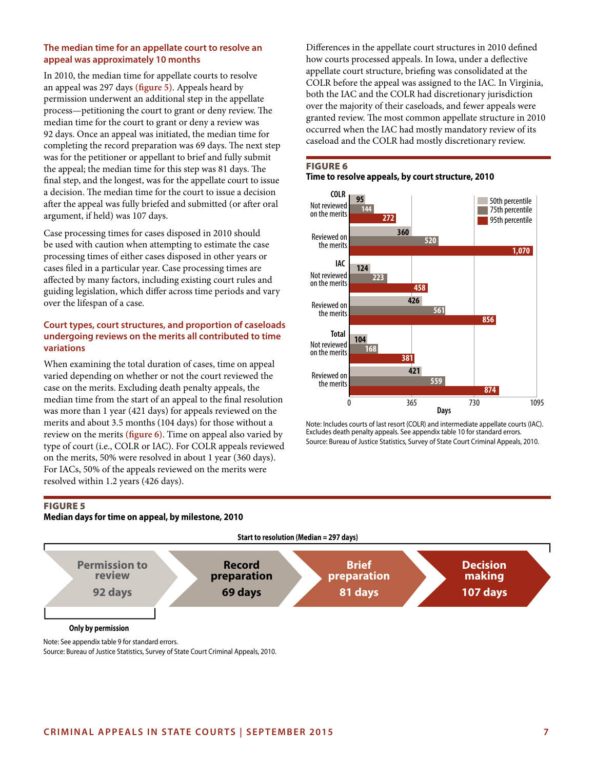### The median time for an appellate court to resolve an appeal was approximately 10 months

In 2010, the median time for appellate courts to resolve an appeal was 297 days (**figure 5**). Appeals heard by permission underwent an additional step in the appellate process—petitioning the court to grant or deny review. The median time for the court to grant or deny a review was 92 days. Once an appeal was initiated, the median time for completing the record preparation was 69 days. The next step was for the petitioner or appellant to brief and fully submit the appeal; the median time for this step was 81 days. The final step, and the longest, was for the appellate court to issue a decision. The median time for the court to issue a decision after the appeal was fully briefed and submitted (or after oral argument, if held) was 107 days.

Case processing times for cases disposed in 2010 should be used with caution when attempting to estimate the case processing times of either cases disposed in other years or cases filed in a particular year. Case processing times are affected by many factors, including existing court rules and guiding legislation, which differ across time periods and vary over the lifespan of a case.

### Court types, court structures, and proportion of caseloads undergoing reviews on the merits all contributed to time variations

When examining the total duration of cases, time on appeal varied depending on whether or not the court reviewed the case on the merits. Excluding death penalty appeals, the median time from the start of an appeal to the final resolution was more than 1 year (421 days) for appeals reviewed on the merits and about 3.5 months (104 days) for those without a review on the merits (**figure 6**). Time on appeal also varied by type of court (i.e., COLR or IAC). For COLR appeals reviewed on the merits, 50% were resolved in about 1 year (360 days). For IACs, 50% of the appeals reviewed on the merits were resolved within 1.2 years (426 days).

Differences in the appellate court structures in 2010 defined how courts processed appeals. In Iowa, under a deflective appellate court structure, briefing was consolidated at the COLR before the appeal was assigned to the IAC. In Virginia, both the IAC and the COLR had discretionary jurisdiction over the majority of their caseloads, and fewer appeals were granted review. The most common appellate structure in 2010 occurred when the IAC had mostly mandatory review of its caseload and the COLR had mostly discretionary review.

**FIGURE 6**
**Time to resolve appeals, by court structure, 2010**

| Court structure | 50th percentile | 75th percentile | 95th percentile |
|---|---|---|---|
| **COLR** | | | |
| Not reviewed on the merits | 95 | 144 | 272 |
| Reviewed on the merits | 360 | 520 | 1,070 |
| **IAC** | | | |
| Not reviewed on the merits | 124 | 223 | 458 |
| Reviewed on the merits | 426 | 561 | 856 |
| **Total** | | | |
| Not reviewed on the merits | 104 | 168 | 381 |
| Reviewed on the merits | 421 | 559 | 874 |

Note: Includes courts of last resort (COLR) and intermediate appellate courts (IAC). Excludes death penalty appeals. See appendix table 10 for standard errors.
Source: Bureau of Justice Statistics, Survey of State Court Criminal Appeals, 2010.

**FIGURE 5**
**Median days for time on appeal, by milestone, 2010**

Start to resolution (Median = 297 days)

| Permission to review | Record preparation | Brief preparation | Decision making |
|---|---|---|---|
| 92 days | 69 days | 81 days | 107 days |

Only by permission (applies to Permission to review)

Note: See appendix table 9 for standard errors.
Source: Bureau of Justice Statistics, Survey of State Court Criminal Appeals, 2010.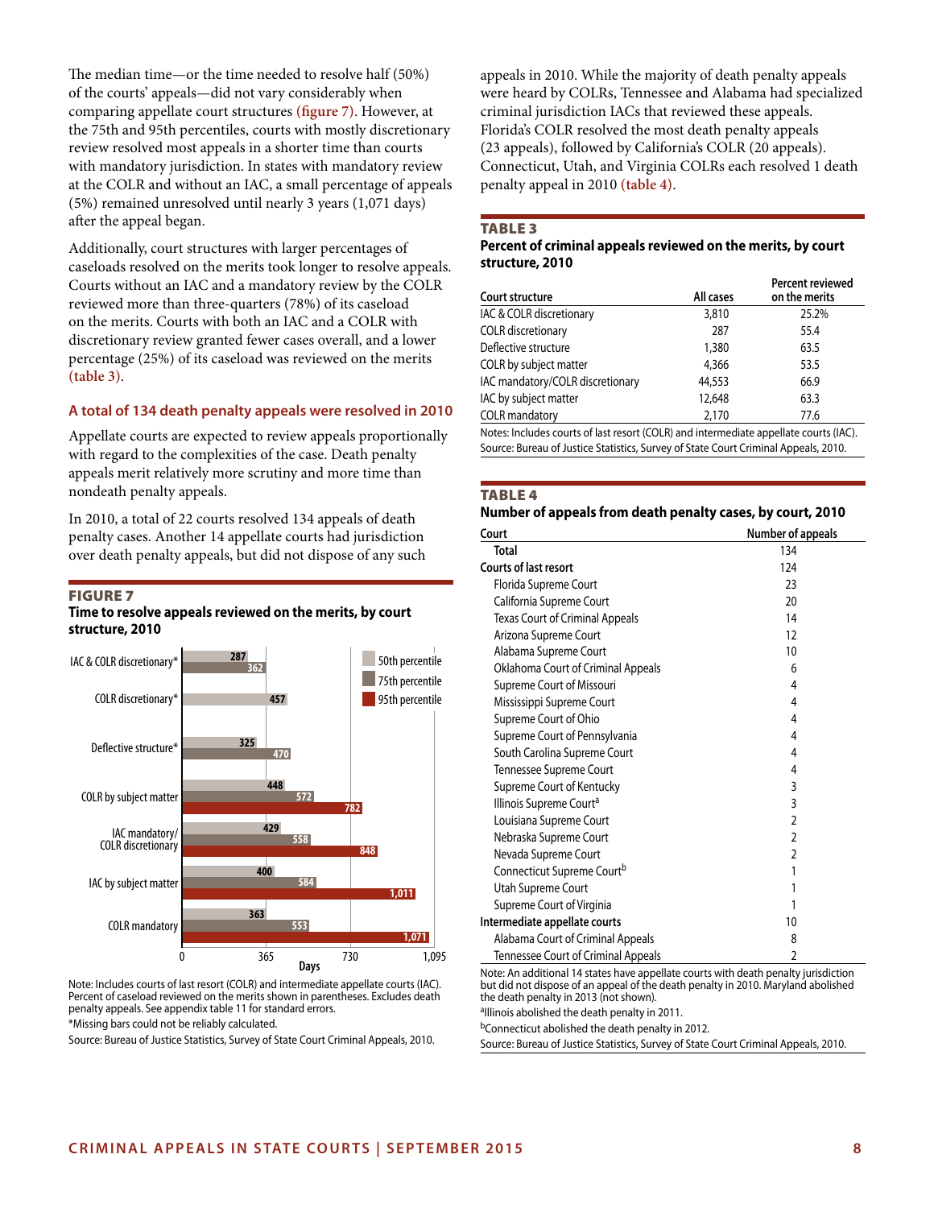The median time—or the time needed to resolve half (50%) of the courts' appeals—did not vary considerably when comparing appellate court structures (figure 7). However, at the 75th and 95th percentiles, courts with mostly discretionary review resolved most appeals in a shorter time than courts with mandatory jurisdiction. In states with mandatory review at the COLR and without an IAC, a small percentage of appeals (5%) remained unresolved until nearly 3 years (1,071 days) after the appeal began.

Additionally, court structures with larger percentages of caseloads resolved on the merits took longer to resolve appeals. Courts without an IAC and a mandatory review by the COLR reviewed more than three-quarters (78%) of its caseload on the merits. Courts with both an IAC and a COLR with discretionary review granted fewer cases overall, and a lower percentage (25%) of its caseload was reviewed on the merits (table 3).

### A total of 134 death penalty appeals were resolved in 2010

Appellate courts are expected to review appeals proportionally with regard to the complexities of the case. Death penalty appeals merit relatively more scrutiny and more time than nondeath penalty appeals.

In 2010, a total of 22 courts resolved 134 appeals of death penalty cases. Another 14 appellate courts had jurisdiction over death penalty appeals, but did not dispose of any such appeals in 2010. While the majority of death penalty appeals were heard by COLRs, Tennessee and Alabama had specialized criminal jurisdiction IACs that reviewed these appeals. Florida's COLR resolved the most death penalty appeals (23 appeals), followed by California's COLR (20 appeals). Connecticut, Utah, and Virginia COLRs each resolved 1 death penalty appeal in 2010 (table 4).

**FIGURE 7**
**Time to resolve appeals reviewed on the merits, by court structure, 2010**

| Court structure | 50th percentile | 75th percentile | 95th percentile |
|---|---|---|---|
| IAC & COLR discretionary* | 287 | 362 | |
| COLR discretionary* | 457 | | |
| Deflective structure* | 325 | 470 | |
| COLR by subject matter | 448 | 572 | 782 |
| IAC mandatory/ COLR discretionary | 429 | 558 | 848 |
| IAC by subject matter | 400 | 584 | 1,011 |
| COLR mandatory | 363 | 553 | 1,071 |

Days (axis: 0, 365, 730, 1,095)

Note: Includes courts of last resort (COLR) and intermediate appellate courts (IAC). Percent of caseload reviewed on the merits shown in parentheses. Excludes death penalty appeals. See appendix table 11 for standard errors.
*Missing bars could not be reliably calculated.
Source: Bureau of Justice Statistics, Survey of State Court Criminal Appeals, 2010.

**TABLE 3**
**Percent of criminal appeals reviewed on the merits, by court structure, 2010**

| Court structure | All cases | Percent reviewed on the merits |
|---|---|---|
| IAC & COLR discretionary | 3,810 | 25.2% |
| COLR discretionary | 287 | 55.4 |
| Deflective structure | 1,380 | 63.5 |
| COLR by subject matter | 4,366 | 53.5 |
| IAC mandatory/COLR discretionary | 44,553 | 66.9 |
| IAC by subject matter | 12,648 | 63.3 |
| COLR mandatory | 2,170 | 77.6 |

Notes: Includes courts of last resort (COLR) and intermediate appellate courts (IAC).
Source: Bureau of Justice Statistics, Survey of State Court Criminal Appeals, 2010.

**TABLE 4**
**Number of appeals from death penalty cases, by court, 2010**

| Court | Number of appeals |
|---|---|
| **Total** | 134 |
| **Courts of last resort** | 124 |
| Florida Supreme Court | 23 |
| California Supreme Court | 20 |
| Texas Court of Criminal Appeals | 14 |
| Arizona Supreme Court | 12 |
| Alabama Supreme Court | 10 |
| Oklahoma Court of Criminal Appeals | 6 |
| Supreme Court of Missouri | 4 |
| Mississippi Supreme Court | 4 |
| Supreme Court of Ohio | 4 |
| Supreme Court of Pennsylvania | 4 |
| South Carolina Supreme Court | 4 |
| Tennessee Supreme Court | 4 |
| Supreme Court of Kentucky | 3 |
| Illinois Supreme Court[a] | 3 |
| Louisiana Supreme Court | 2 |
| Nebraska Supreme Court | 2 |
| Nevada Supreme Court | 2 |
| Connecticut Supreme Court[b] | 1 |
| Utah Supreme Court | 1 |
| Supreme Court of Virginia | 1 |
| **Intermediate appellate courts** | 10 |
| Alabama Court of Criminal Appeals | 8 |
| Tennessee Court of Criminal Appeals | 2 |

Note: An additional 14 states have appellate courts with death penalty jurisdiction but did not dispose of an appeal of the death penalty in 2010. Maryland abolished the death penalty in 2013 (not shown).
[a]Illinois abolished the death penalty in 2011.
[b]Connecticut abolished the death penalty in 2012.
Source: Bureau of Justice Statistics, Survey of State Court Criminal Appeals, 2010.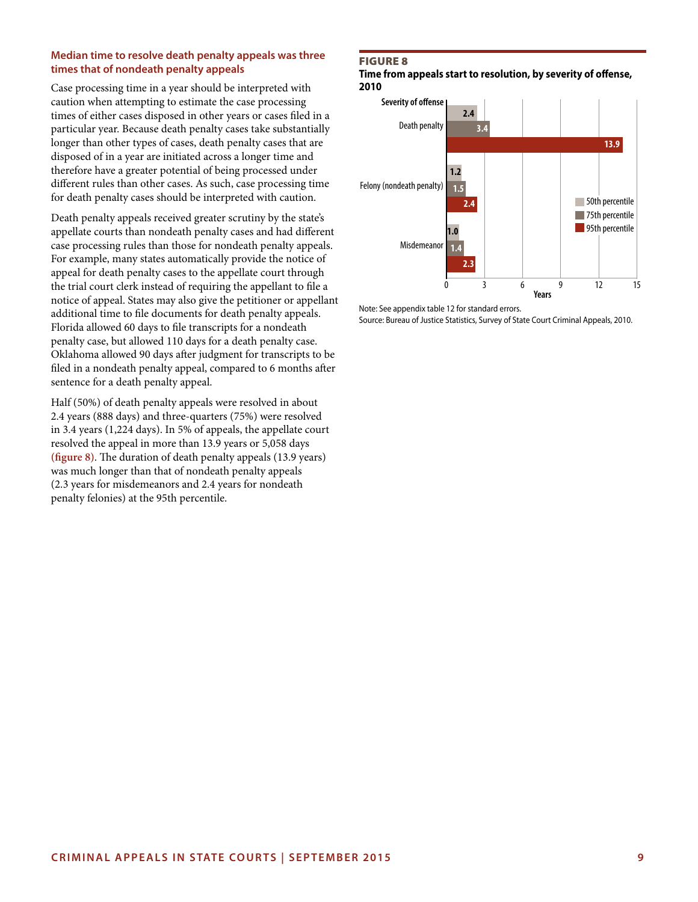## Median time to resolve death penalty appeals was three times that of nondeath penalty appeals

Case processing time in a year should be interpreted with caution when attempting to estimate the case processing times of either cases disposed in other years or cases filed in a particular year. Because death penalty cases take substantially longer than other types of cases, death penalty cases that are disposed of in a year are initiated across a longer time and therefore have a greater potential of being processed under different rules than other cases. As such, case processing time for death penalty cases should be interpreted with caution.

Death penalty appeals received greater scrutiny by the state's appellate courts than nondeath penalty cases and had different case processing rules than those for nondeath penalty appeals. For example, many states automatically provide the notice of appeal for death penalty cases to the appellate court through the trial court clerk instead of requiring the appellant to file a notice of appeal. States may also give the petitioner or appellant additional time to file documents for death penalty appeals. Florida allowed 60 days to file transcripts for a nondeath penalty case, but allowed 110 days for a death penalty case. Oklahoma allowed 90 days after judgment for transcripts to be filed in a nondeath penalty appeal, compared to 6 months after sentence for a death penalty appeal.

Half (50%) of death penalty appeals were resolved in about 2.4 years (888 days) and three-quarters (75%) were resolved in 3.4 years (1,224 days). In 5% of appeals, the appellate court resolved the appeal in more than 13.9 years or 5,058 days (figure 8). The duration of death penalty appeals (13.9 years) was much longer than that of nondeath penalty appeals (2.3 years for misdemeanors and 2.4 years for nondeath penalty felonies) at the 95th percentile.

**FIGURE 8**
**Time from appeals start to resolution, by severity of offense, 2010**

| Severity of offense | 50th percentile | 75th percentile | 95th percentile |
|---|---|---|---|
| Death penalty | 2.4 | 3.4 | 13.9 |
| Felony (nondeath penalty) | 1.2 | 1.5 | 2.4 |
| Misdemeanor | 1.0 | 1.4 | 2.3 |

Note: See appendix table 12 for standard errors.
Source: Bureau of Justice Statistics, Survey of State Court Criminal Appeals, 2010.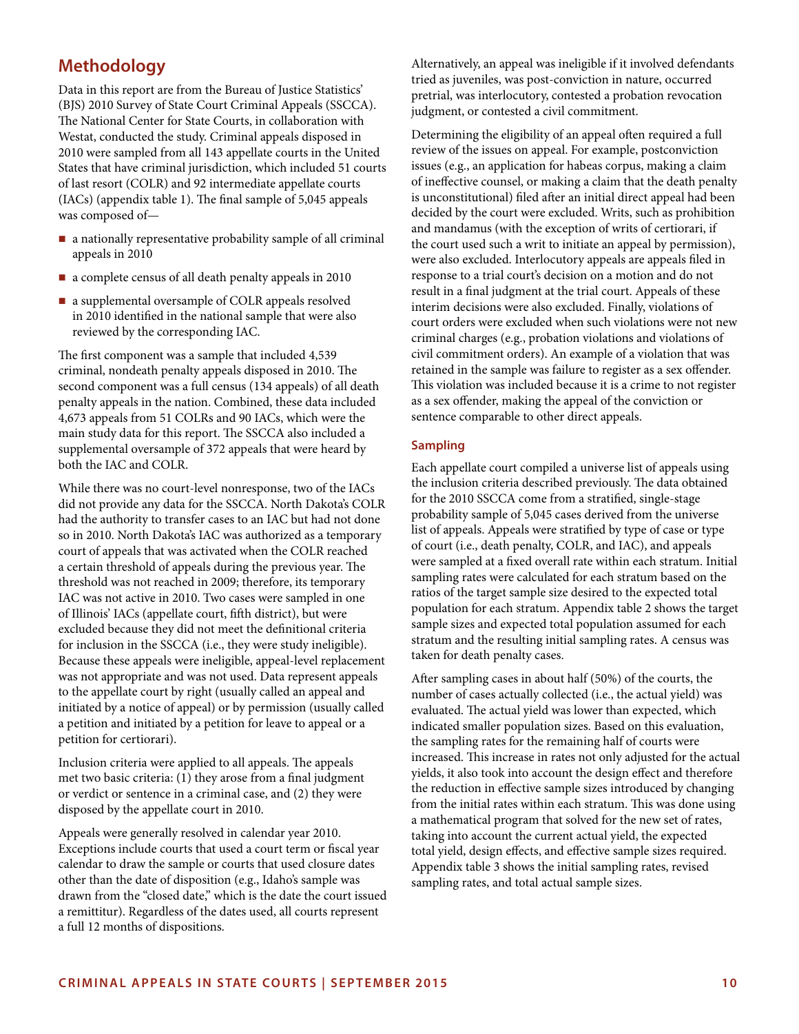## Methodology

Data in this report are from the Bureau of Justice Statistics' (BJS) 2010 Survey of State Court Criminal Appeals (SSCCA). The National Center for State Courts, in collaboration with Westat, conducted the study. Criminal appeals disposed in 2010 were sampled from all 143 appellate courts in the United States that have criminal jurisdiction, which included 51 courts of last resort (COLR) and 92 intermediate appellate courts (IACs) (appendix table 1). The final sample of 5,045 appeals was composed of—

- a nationally representative probability sample of all criminal appeals in 2010
- a complete census of all death penalty appeals in 2010
- a supplemental oversample of COLR appeals resolved in 2010 identified in the national sample that were also reviewed by the corresponding IAC.

The first component was a sample that included 4,539 criminal, nondeath penalty appeals disposed in 2010. The second component was a full census (134 appeals) of all death penalty appeals in the nation. Combined, these data included 4,673 appeals from 51 COLRs and 90 IACs, which were the main study data for this report. The SSCCA also included a supplemental oversample of 372 appeals that were heard by both the IAC and COLR.

While there was no court-level nonresponse, two of the IACs did not provide any data for the SSCCA. North Dakota's COLR had the authority to transfer cases to an IAC but had not done so in 2010. North Dakota's IAC was authorized as a temporary court of appeals that was activated when the COLR reached a certain threshold of appeals during the previous year. The threshold was not reached in 2009; therefore, its temporary IAC was not active in 2010. Two cases were sampled in one of Illinois' IACs (appellate court, fifth district), but were excluded because they did not meet the definitional criteria for inclusion in the SSCCA (i.e., they were study ineligible). Because these appeals were ineligible, appeal-level replacement was not appropriate and was not used. Data represent appeals to the appellate court by right (usually called an appeal and initiated by a notice of appeal) or by permission (usually called a petition and initiated by a petition for leave to appeal or a petition for certiorari).

Inclusion criteria were applied to all appeals. The appeals met two basic criteria: (1) they arose from a final judgment or verdict or sentence in a criminal case, and (2) they were disposed by the appellate court in 2010.

Appeals were generally resolved in calendar year 2010. Exceptions include courts that used a court term or fiscal year calendar to draw the sample or courts that used closure dates other than the date of disposition (e.g., Idaho's sample was drawn from the "closed date," which is the date the court issued a remittitur). Regardless of the dates used, all courts represent a full 12 months of dispositions.

Alternatively, an appeal was ineligible if it involved defendants tried as juveniles, was post-conviction in nature, occurred pretrial, was interlocutory, contested a probation revocation judgment, or contested a civil commitment.

Determining the eligibility of an appeal often required a full review of the issues on appeal. For example, postconviction issues (e.g., an application for habeas corpus, making a claim of ineffective counsel, or making a claim that the death penalty is unconstitutional) filed after an initial direct appeal had been decided by the court were excluded. Writs, such as prohibition and mandamus (with the exception of writs of certiorari, if the court used such a writ to initiate an appeal by permission), were also excluded. Interlocutory appeals are appeals filed in response to a trial court's decision on a motion and do not result in a final judgment at the trial court. Appeals of these interim decisions were also excluded. Finally, violations of court orders were excluded when such violations were not new criminal charges (e.g., probation violations and violations of civil commitment orders). An example of a violation that was retained in the sample was failure to register as a sex offender. This violation was included because it is a crime to not register as a sex offender, making the appeal of the conviction or sentence comparable to other direct appeals.

### Sampling

Each appellate court compiled a universe list of appeals using the inclusion criteria described previously. The data obtained for the 2010 SSCCA come from a stratified, single-stage probability sample of 5,045 cases derived from the universe list of appeals. Appeals were stratified by type of case or type of court (i.e., death penalty, COLR, and IAC), and appeals were sampled at a fixed overall rate within each stratum. Initial sampling rates were calculated for each stratum based on the ratios of the target sample size desired to the expected total population for each stratum. Appendix table 2 shows the target sample sizes and expected total population assumed for each stratum and the resulting initial sampling rates. A census was taken for death penalty cases.

After sampling cases in about half (50%) of the courts, the number of cases actually collected (i.e., the actual yield) was evaluated. The actual yield was lower than expected, which indicated smaller population sizes. Based on this evaluation, the sampling rates for the remaining half of courts were increased. This increase in rates not only adjusted for the actual yields, it also took into account the design effect and therefore the reduction in effective sample sizes introduced by changing from the initial rates within each stratum. This was done using a mathematical program that solved for the new set of rates, taking into account the current actual yield, the expected total yield, design effects, and effective sample sizes required. Appendix table 3 shows the initial sampling rates, revised sampling rates, and total actual sample sizes.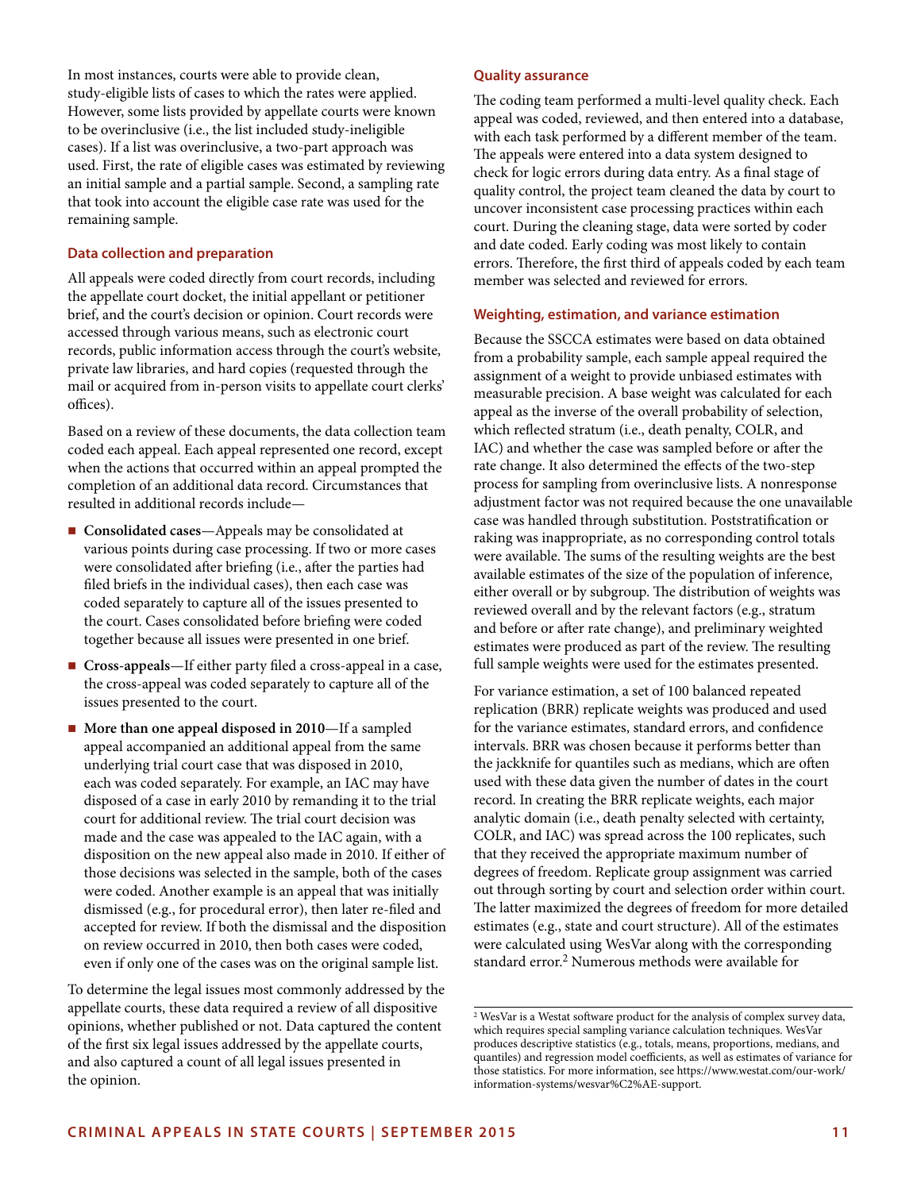In most instances, courts were able to provide clean, study-eligible lists of cases to which the rates were applied. However, some lists provided by appellate courts were known to be overinclusive (i.e., the list included study-ineligible cases). If a list was overinclusive, a two-part approach was used. First, the rate of eligible cases was estimated by reviewing an initial sample and a partial sample. Second, a sampling rate that took into account the eligible case rate was used for the remaining sample.

### Data collection and preparation

All appeals were coded directly from court records, including the appellate court docket, the initial appellant or petitioner brief, and the court's decision or opinion. Court records were accessed through various means, such as electronic court records, public information access through the court's website, private law libraries, and hard copies (requested through the mail or acquired from in-person visits to appellate court clerks' offices).

Based on a review of these documents, the data collection team coded each appeal. Each appeal represented one record, except when the actions that occurred within an appeal prompted the completion of an additional data record. Circumstances that resulted in additional records include—

- **Consolidated cases**—Appeals may be consolidated at various points during case processing. If two or more cases were consolidated after briefing (i.e., after the parties had filed briefs in the individual cases), then each case was coded separately to capture all of the issues presented to the court. Cases consolidated before briefing were coded together because all issues were presented in one brief.
- **Cross-appeals**—If either party filed a cross-appeal in a case, the cross-appeal was coded separately to capture all of the issues presented to the court.
- **More than one appeal disposed in 2010**—If a sampled appeal accompanied an additional appeal from the same underlying trial court case that was disposed in 2010, each was coded separately. For example, an IAC may have disposed of a case in early 2010 by remanding it to the trial court for additional review. The trial court decision was made and the case was appealed to the IAC again, with a disposition on the new appeal also made in 2010. If either of those decisions was selected in the sample, both of the cases were coded. Another example is an appeal that was initially dismissed (e.g., for procedural error), then later re-filed and accepted for review. If both the dismissal and the disposition on review occurred in 2010, then both cases were coded, even if only one of the cases was on the original sample list.

To determine the legal issues most commonly addressed by the appellate courts, these data required a review of all dispositive opinions, whether published or not. Data captured the content of the first six legal issues addressed by the appellate courts, and also captured a count of all legal issues presented in the opinion.

### Quality assurance

The coding team performed a multi-level quality check. Each appeal was coded, reviewed, and then entered into a database, with each task performed by a different member of the team. The appeals were entered into a data system designed to check for logic errors during data entry. As a final stage of quality control, the project team cleaned the data by court to uncover inconsistent case processing practices within each court. During the cleaning stage, data were sorted by coder and date coded. Early coding was most likely to contain errors. Therefore, the first third of appeals coded by each team member was selected and reviewed for errors.

### Weighting, estimation, and variance estimation

Because the SSCCA estimates were based on data obtained from a probability sample, each sample appeal required the assignment of a weight to provide unbiased estimates with measurable precision. A base weight was calculated for each appeal as the inverse of the overall probability of selection, which reflected stratum (i.e., death penalty, COLR, and IAC) and whether the case was sampled before or after the rate change. It also determined the effects of the two-step process for sampling from overinclusive lists. A nonresponse adjustment factor was not required because the one unavailable case was handled through substitution. Poststratification or raking was inappropriate, as no corresponding control totals were available. The sums of the resulting weights are the best available estimates of the size of the population of inference, either overall or by subgroup. The distribution of weights was reviewed overall and by the relevant factors (e.g., stratum and before or after rate change), and preliminary weighted estimates were produced as part of the review. The resulting full sample weights were used for the estimates presented.

For variance estimation, a set of 100 balanced repeated replication (BRR) replicate weights was produced and used for the variance estimates, standard errors, and confidence intervals. BRR was chosen because it performs better than the jackknife for quantiles such as medians, which are often used with these data given the number of dates in the court record. In creating the BRR replicate weights, each major analytic domain (i.e., death penalty selected with certainty, COLR, and IAC) was spread across the 100 replicates, such that they received the appropriate maximum number of degrees of freedom. Replicate group assignment was carried out through sorting by court and selection order within court. The latter maximized the degrees of freedom for more detailed estimates (e.g., state and court structure). All of the estimates were calculated using WesVar along with the corresponding standard error.[2] Numerous methods were available for

[2] WesVar is a Westat software product for the analysis of complex survey data, which requires special sampling variance calculation techniques. WesVar produces descriptive statistics (e.g., totals, means, proportions, medians, and quantiles) and regression model coefficients, as well as estimates of variance for those statistics. For more information, see https://www.westat.com/our-work/information-systems/wesvar%C2%AE-support.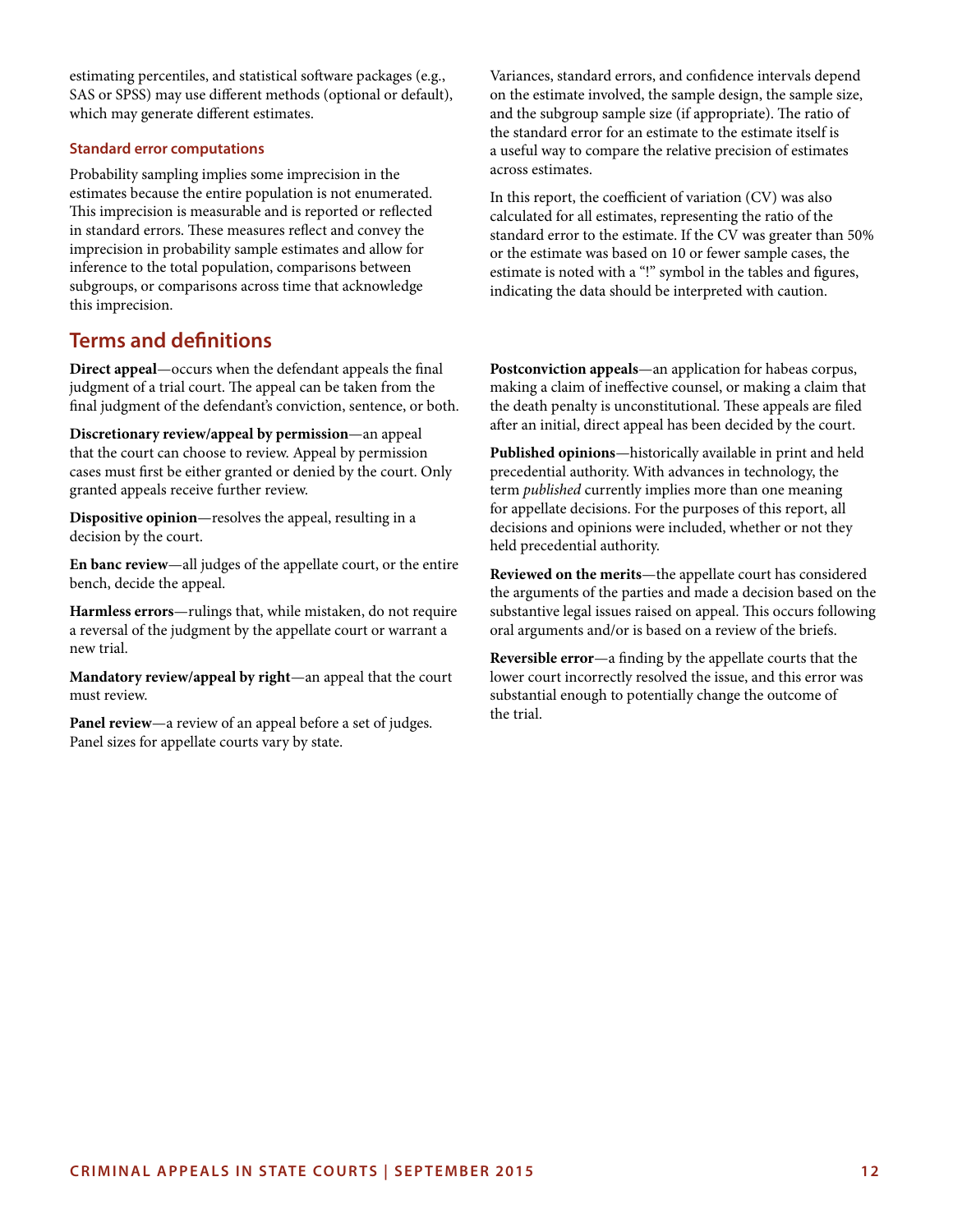estimating percentiles, and statistical software packages (e.g., SAS or SPSS) may use different methods (optional or default), which may generate different estimates.

### Standard error computations

Probability sampling implies some imprecision in the estimates because the entire population is not enumerated. This imprecision is measurable and is reported or reflected in standard errors. These measures reflect and convey the imprecision in probability sample estimates and allow for inference to the total population, comparisons between subgroups, or comparisons across time that acknowledge this imprecision.

Variances, standard errors, and confidence intervals depend on the estimate involved, the sample design, the sample size, and the subgroup sample size (if appropriate). The ratio of the standard error for an estimate to the estimate itself is a useful way to compare the relative precision of estimates across estimates.

In this report, the coefficient of variation (CV) was also calculated for all estimates, representing the ratio of the standard error to the estimate. If the CV was greater than 50% or the estimate was based on 10 or fewer sample cases, the estimate is noted with a "!" symbol in the tables and figures, indicating the data should be interpreted with caution.

## Terms and definitions

**Direct appeal**—occurs when the defendant appeals the final judgment of a trial court. The appeal can be taken from the final judgment of the defendant's conviction, sentence, or both.

**Discretionary review/appeal by permission**—an appeal that the court can choose to review. Appeal by permission cases must first be either granted or denied by the court. Only granted appeals receive further review.

**Dispositive opinion**—resolves the appeal, resulting in a decision by the court.

**En banc review**—all judges of the appellate court, or the entire bench, decide the appeal.

**Harmless errors**—rulings that, while mistaken, do not require a reversal of the judgment by the appellate court or warrant a new trial.

**Mandatory review/appeal by right**—an appeal that the court must review.

**Panel review**—a review of an appeal before a set of judges. Panel sizes for appellate courts vary by state.

**Postconviction appeals**—an application for habeas corpus, making a claim of ineffective counsel, or making a claim that the death penalty is unconstitutional. These appeals are filed after an initial, direct appeal has been decided by the court.

**Published opinions**—historically available in print and held precedential authority. With advances in technology, the term *published* currently implies more than one meaning for appellate decisions. For the purposes of this report, all decisions and opinions were included, whether or not they held precedential authority.

**Reviewed on the merits**—the appellate court has considered the arguments of the parties and made a decision based on the substantive legal issues raised on appeal. This occurs following oral arguments and/or is based on a review of the briefs.

**Reversible error**—a finding by the appellate courts that the lower court incorrectly resolved the issue, and this error was substantial enough to potentially change the outcome of the trial.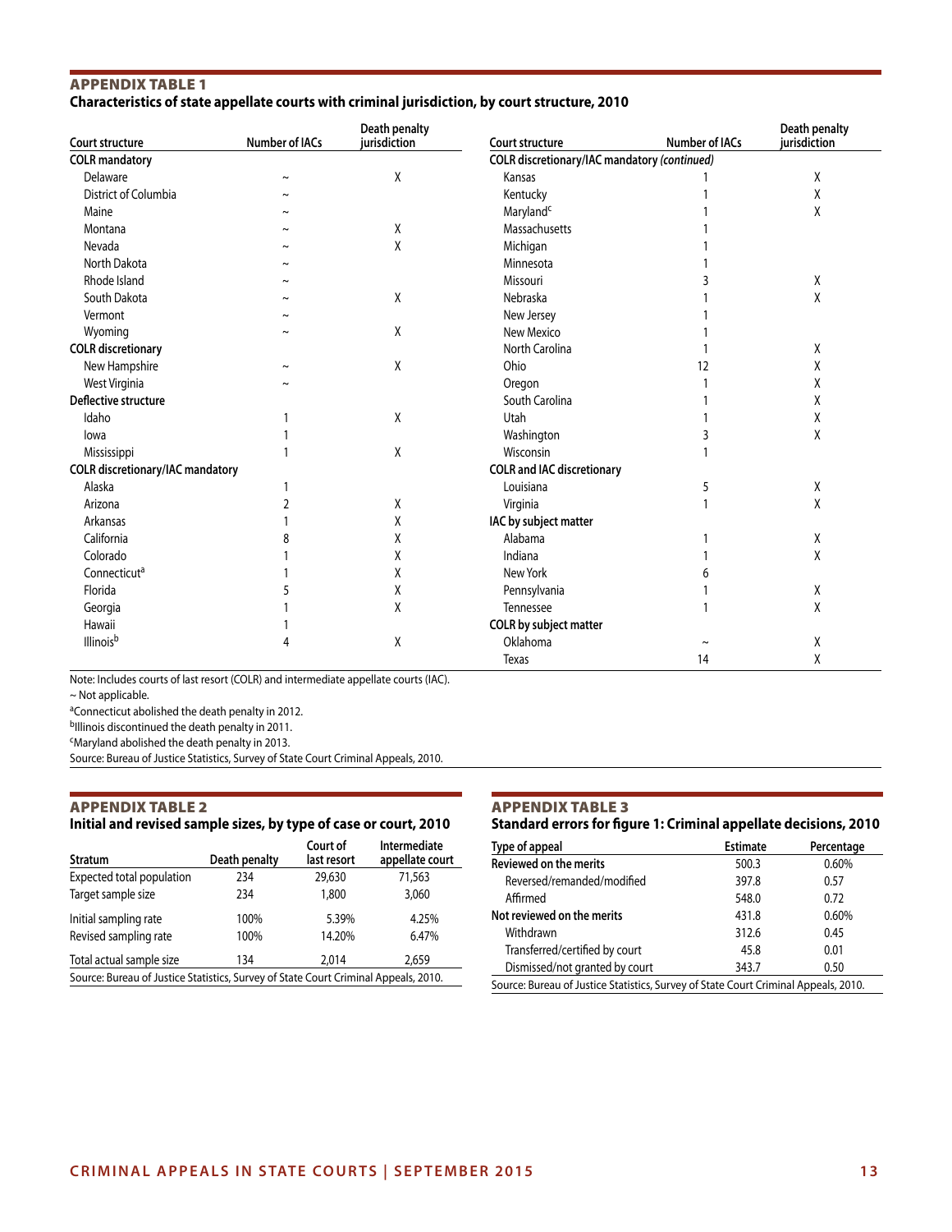## APPENDIX TABLE 1
### Characteristics of state appellate courts with criminal jurisdiction, by court structure, 2010

| Court structure | Number of IACs | Death penalty jurisdiction |
|---|---|---|
| **COLR mandatory** | | |
| Delaware | ~ | X |
| District of Columbia | ~ | |
| Maine | ~ | |
| Montana | ~ | X |
| Nevada | ~ | X |
| North Dakota | ~ | |
| Rhode Island | ~ | |
| South Dakota | ~ | X |
| Vermont | ~ | |
| Wyoming | ~ | X |
| **COLR discretionary** | | |
| New Hampshire | ~ | X |
| West Virginia | ~ | |
| **Deflective structure** | | |
| Idaho | 1 | X |
| Iowa | 1 | |
| Mississippi | 1 | X |
| **COLR discretionary/IAC mandatory** | | |
| Alaska | 1 | |
| Arizona | 2 | X |
| Arkansas | 1 | X |
| California | 8 | X |
| Colorado | 1 | X |
| Connecticut[a] | 1 | X |
| Florida | 5 | X |
| Georgia | 1 | X |
| Hawaii | 1 | |
| Illinois[b] | 4 | X |
| Kansas | 1 | X |
| Kentucky | 1 | X |
| Maryland[c] | 1 | X |
| Massachusetts | 1 | |
| Michigan | 1 | |
| Minnesota | 1 | |
| Missouri | 3 | X |
| Nebraska | 1 | X |
| New Jersey | 1 | |
| New Mexico | 1 | |
| North Carolina | 1 | X |
| Ohio | 12 | X |
| Oregon | 1 | X |
| South Carolina | 1 | X |
| Utah | 1 | X |
| Washington | 3 | X |
| Wisconsin | 1 | |
| **COLR and IAC discretionary** | | |
| Louisiana | 5 | X |
| Virginia | 1 | X |
| **IAC by subject matter** | | |
| Alabama | 1 | X |
| Indiana | 1 | X |
| New York | 6 | |
| Pennsylvania | 1 | X |
| Tennessee | 1 | X |
| **COLR by subject matter** | | |
| Oklahoma | ~ | X |
| Texas | 14 | X |

Note: Includes courts of last resort (COLR) and intermediate appellate courts (IAC).
~ Not applicable.
[a]Connecticut abolished the death penalty in 2012.
[b]Illinois discontinued the death penalty in 2011.
[c]Maryland abolished the death penalty in 2013.
Source: Bureau of Justice Statistics, Survey of State Court Criminal Appeals, 2010.

## APPENDIX TABLE 2
### Initial and revised sample sizes, by type of case or court, 2010

| Stratum | Death penalty | Court of last resort | Intermediate appellate court |
|---|---|---|---|
| Expected total population | 234 | 29,630 | 71,563 |
| Target sample size | 234 | 1,800 | 3,060 |
| Initial sampling rate | 100% | 5.39% | 4.25% |
| Revised sampling rate | 100% | 14.20% | 6.47% |
| Total actual sample size | 134 | 2,014 | 2,659 |

Source: Bureau of Justice Statistics, Survey of State Court Criminal Appeals, 2010.

## APPENDIX TABLE 3
### Standard errors for figure 1: Criminal appellate decisions, 2010

| Type of appeal | Estimate | Percentage |
|---|---|---|
| **Reviewed on the merits** | 500.3 | 0.60% |
| Reversed/remanded/modified | 397.8 | 0.57 |
| Affirmed | 548.0 | 0.72 |
| **Not reviewed on the merits** | 431.8 | 0.60% |
| Withdrawn | 312.6 | 0.45 |
| Transferred/certified by court | 45.8 | 0.01 |
| Dismissed/not granted by court | 343.7 | 0.50 |

Source: Bureau of Justice Statistics, Survey of State Court Criminal Appeals, 2010.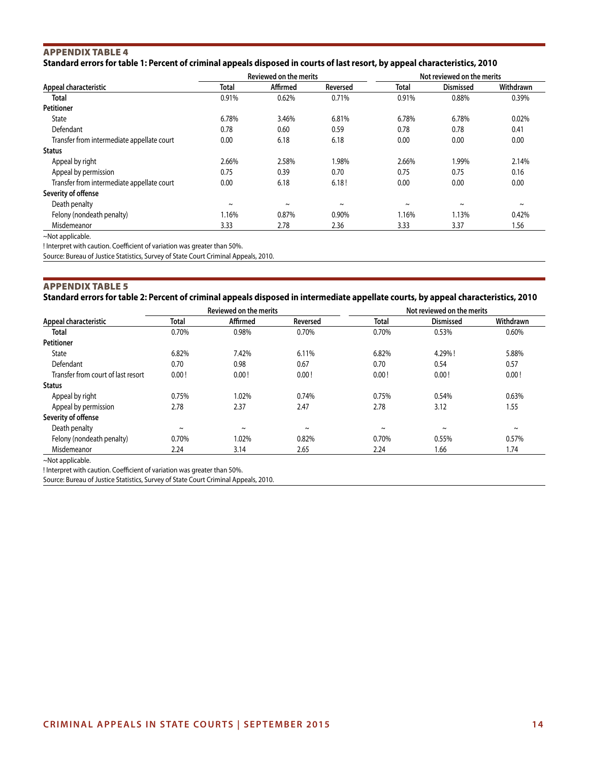## APPENDIX TABLE 4

**Standard errors for table 1: Percent of criminal appeals disposed in courts of last resort, by appeal characteristics, 2010**

| | Reviewed on the merits | | | Not reviewed on the merits | | |
|---|---|---|---|---|---|---|
| **Appeal characteristic** | **Total** | **Affirmed** | **Reversed** | **Total** | **Dismissed** | **Withdrawn** |
| **Total** | 0.91% | 0.62% | 0.71% | 0.91% | 0.88% | 0.39% |
| **Petitioner** | | | | | | |
| State | 6.78% | 3.46% | 6.81% | 6.78% | 6.78% | 0.02% |
| Defendant | 0.78 | 0.60 | 0.59 | 0.78 | 0.78 | 0.41 |
| Transfer from intermediate appellate court | 0.00 | 6.18 | 6.18 | 0.00 | 0.00 | 0.00 |
| **Status** | | | | | | |
| Appeal by right | 2.66% | 2.58% | 1.98% | 2.66% | 1.99% | 2.14% |
| Appeal by permission | 0.75 | 0.39 | 0.70 | 0.75 | 0.75 | 0.16 |
| Transfer from intermediate appellate court | 0.00 | 6.18 | 6.18 ! | 0.00 | 0.00 | 0.00 |
| **Severity of offense** | | | | | | |
| Death penalty | ~ | ~ | ~ | ~ | ~ | ~ |
| Felony (nondeath penalty) | 1.16% | 0.87% | 0.90% | 1.16% | 1.13% | 0.42% |
| Misdemeanor | 3.33 | 2.78 | 2.36 | 3.33 | 3.37 | 1.56 |

~Not applicable.

! Interpret with caution. Coefficient of variation was greater than 50%.

Source: Bureau of Justice Statistics, Survey of State Court Criminal Appeals, 2010.

## APPENDIX TABLE 5

**Standard errors for table 2: Percent of criminal appeals disposed in intermediate appellate courts, by appeal characteristics, 2010**

| | Reviewed on the merits | | | Not reviewed on the merits | | |
|---|---|---|---|---|---|---|
| **Appeal characteristic** | **Total** | **Affirmed** | **Reversed** | **Total** | **Dismissed** | **Withdrawn** |
| **Total** | 0.70% | 0.98% | 0.70% | 0.70% | 0.53% | 0.60% |
| **Petitioner** | | | | | | |
| State | 6.82% | 7.42% | 6.11% | 6.82% | 4.29% ! | 5.88% |
| Defendant | 0.70 | 0.98 | 0.67 | 0.70 | 0.54 | 0.57 |
| Transfer from court of last resort | 0.00 ! | 0.00 ! | 0.00 ! | 0.00 ! | 0.00 ! | 0.00 ! |
| **Status** | | | | | | |
| Appeal by right | 0.75% | 1.02% | 0.74% | 0.75% | 0.54% | 0.63% |
| Appeal by permission | 2.78 | 2.37 | 2.47 | 2.78 | 3.12 | 1.55 |
| **Severity of offense** | | | | | | |
| Death penalty | ~ | ~ | ~ | ~ | ~ | ~ |
| Felony (nondeath penalty) | 0.70% | 1.02% | 0.82% | 0.70% | 0.55% | 0.57% |
| Misdemeanor | 2.24 | 3.14 | 2.65 | 2.24 | 1.66 | 1.74 |

~Not applicable.

! Interpret with caution. Coefficient of variation was greater than 50%.

Source: Bureau of Justice Statistics, Survey of State Court Criminal Appeals, 2010.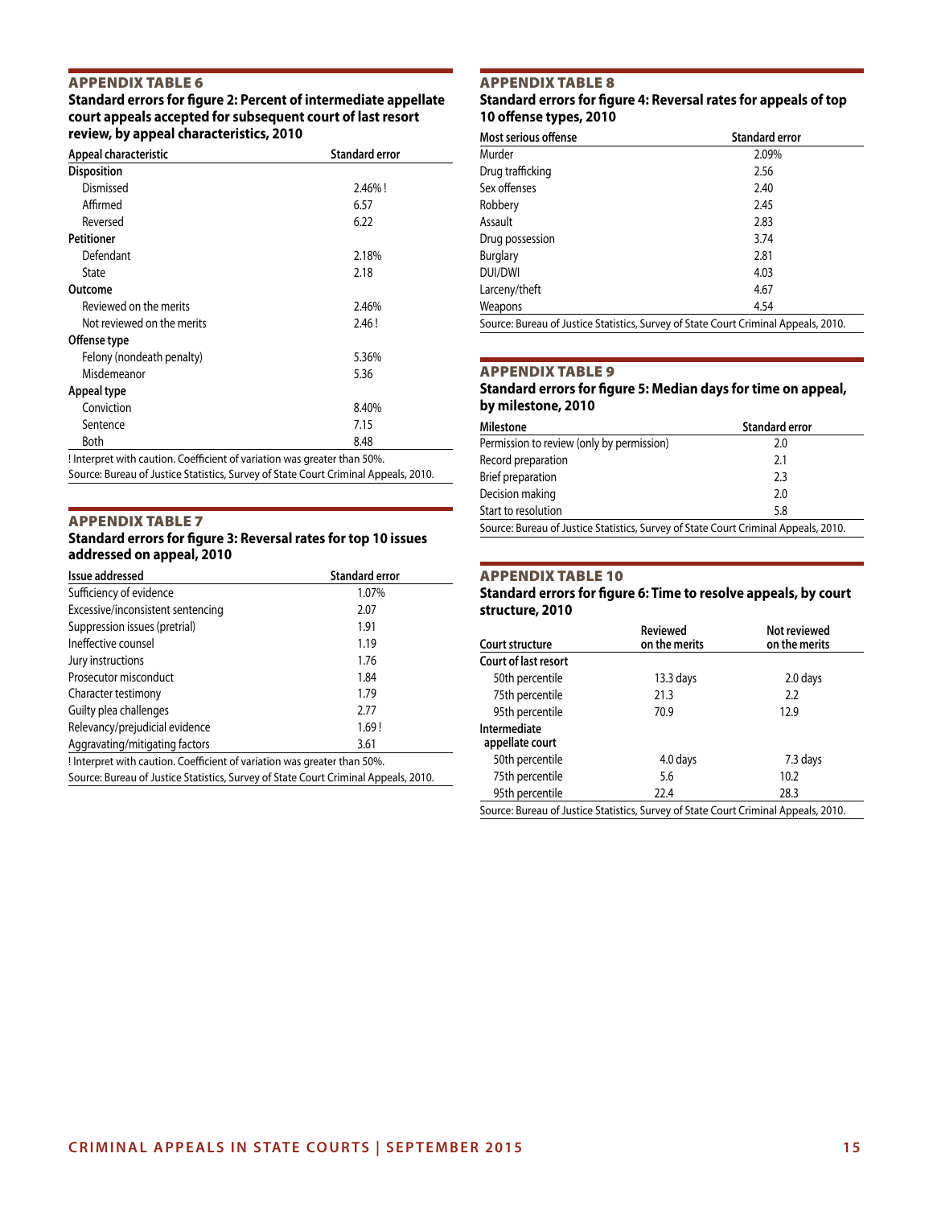## APPENDIX TABLE 6

**Standard errors for figure 2: Percent of intermediate appellate court appeals accepted for subsequent court of last resort review, by appeal characteristics, 2010**

| Appeal characteristic | Standard error |
|---|---|
| **Disposition** | |
| Dismissed | 2.46% ! |
| Affirmed | 6.57 |
| Reversed | 6.22 |
| **Petitioner** | |
| Defendant | 2.18% |
| State | 2.18 |
| **Outcome** | |
| Reviewed on the merits | 2.46% |
| Not reviewed on the merits | 2.46 ! |
| **Offense type** | |
| Felony (nondeath penalty) | 5.36% |
| Misdemeanor | 5.36 |
| **Appeal type** | |
| Conviction | 8.40% |
| Sentence | 7.15 |
| Both | 8.48 |

! Interpret with caution. Coefficient of variation was greater than 50%.

Source: Bureau of Justice Statistics, Survey of State Court Criminal Appeals, 2010.

## APPENDIX TABLE 7

**Standard errors for figure 3: Reversal rates for top 10 issues addressed on appeal, 2010**

| Issue addressed | Standard error |
|---|---|
| Sufficiency of evidence | 1.07% |
| Excessive/inconsistent sentencing | 2.07 |
| Suppression issues (pretrial) | 1.91 |
| Ineffective counsel | 1.19 |
| Jury instructions | 1.76 |
| Prosecutor misconduct | 1.84 |
| Character testimony | 1.79 |
| Guilty plea challenges | 2.77 |
| Relevancy/prejudicial evidence | 1.69 ! |
| Aggravating/mitigating factors | 3.61 |

! Interpret with caution. Coefficient of variation was greater than 50%.

Source: Bureau of Justice Statistics, Survey of State Court Criminal Appeals, 2010.

## APPENDIX TABLE 8

**Standard errors for figure 4: Reversal rates for appeals of top 10 offense types, 2010**

| Most serious offense | Standard error |
|---|---|
| Murder | 2.09% |
| Drug trafficking | 2.56 |
| Sex offenses | 2.40 |
| Robbery | 2.45 |
| Assault | 2.83 |
| Drug possession | 3.74 |
| Burglary | 2.81 |
| DUI/DWI | 4.03 |
| Larceny/theft | 4.67 |
| Weapons | 4.54 |

Source: Bureau of Justice Statistics, Survey of State Court Criminal Appeals, 2010.

## APPENDIX TABLE 9

**Standard errors for figure 5: Median days for time on appeal, by milestone, 2010**

| Milestone | Standard error |
|---|---|
| Permission to review (only by permission) | 2.0 |
| Record preparation | 2.1 |
| Brief preparation | 2.3 |
| Decision making | 2.0 |
| Start to resolution | 5.8 |

Source: Bureau of Justice Statistics, Survey of State Court Criminal Appeals, 2010.

## APPENDIX TABLE 10

**Standard errors for figure 6: Time to resolve appeals, by court structure, 2010**

| Court structure | Reviewed on the merits | Not reviewed on the merits |
|---|---|---|
| **Court of last resort** | | |
| 50th percentile | 13.3 days | 2.0 days |
| 75th percentile | 21.3 | 2.2 |
| 95th percentile | 70.9 | 12.9 |
| **Intermediate appellate court** | | |
| 50th percentile | 4.0 days | 7.3 days |
| 75th percentile | 5.6 | 10.2 |
| 95th percentile | 22.4 | 28.3 |

Source: Bureau of Justice Statistics, Survey of State Court Criminal Appeals, 2010.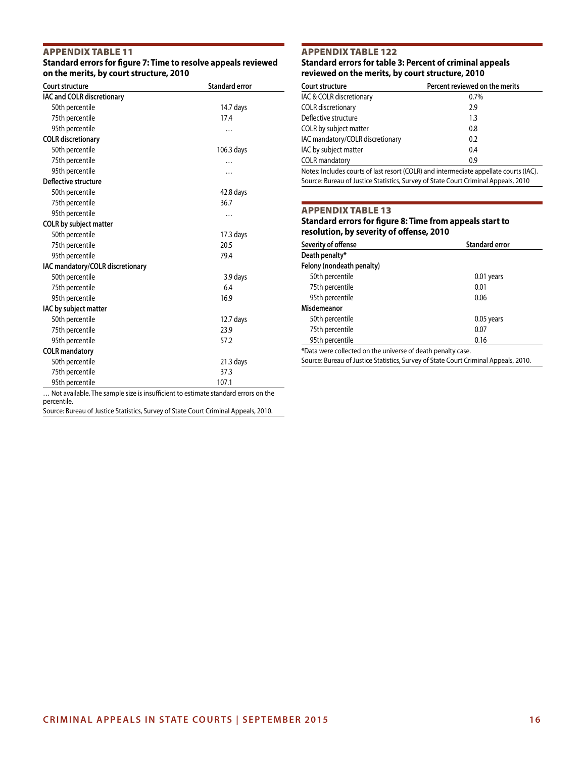## APPENDIX TABLE 11

**Standard errors for figure 7: Time to resolve appeals reviewed on the merits, by court structure, 2010**

| Court structure | Standard error |
|---|---|
| **IAC and COLR discretionary** | |
| 50th percentile | 14.7 days |
| 75th percentile | 17.4 |
| 95th percentile | … |
| **COLR discretionary** | |
| 50th percentile | 106.3 days |
| 75th percentile | … |
| 95th percentile | … |
| **Deflective structure** | |
| 50th percentile | 42.8 days |
| 75th percentile | 36.7 |
| 95th percentile | … |
| **COLR by subject matter** | |
| 50th percentile | 17.3 days |
| 75th percentile | 20.5 |
| 95th percentile | 79.4 |
| **IAC mandatory/COLR discretionary** | |
| 50th percentile | 3.9 days |
| 75th percentile | 6.4 |
| 95th percentile | 16.9 |
| **IAC by subject matter** | |
| 50th percentile | 12.7 days |
| 75th percentile | 23.9 |
| 95th percentile | 57.2 |
| **COLR mandatory** | |
| 50th percentile | 21.3 days |
| 75th percentile | 37.3 |
| 95th percentile | 107.1 |

… Not available. The sample size is insufficient to estimate standard errors on the percentile.
Source: Bureau of Justice Statistics, Survey of State Court Criminal Appeals, 2010.

## APPENDIX TABLE 122

**Standard errors for table 3: Percent of criminal appeals reviewed on the merits, by court structure, 2010**

| Court structure | Percent reviewed on the merits |
|---|---|
| IAC & COLR discretionary | 0.7% |
| COLR discretionary | 2.9 |
| Deflective structure | 1.3 |
| COLR by subject matter | 0.8 |
| IAC mandatory/COLR discretionary | 0.2 |
| IAC by subject matter | 0.4 |
| COLR mandatory | 0.9 |

Notes: Includes courts of last resort (COLR) and intermediate appellate courts (IAC).
Source: Bureau of Justice Statistics, Survey of State Court Criminal Appeals, 2010

## APPENDIX TABLE 13

**Standard errors for figure 8: Time from appeals start to resolution, by severity of offense, 2010**

| Severity of offense | Standard error |
|---|---|
| **Death penalty*** | |
| **Felony (nondeath penalty)** | |
| 50th percentile | 0.01 years |
| 75th percentile | 0.01 |
| 95th percentile | 0.06 |
| **Misdemeanor** | |
| 50th percentile | 0.05 years |
| 75th percentile | 0.07 |
| 95th percentile | 0.16 |

*Data were collected on the universe of death penalty case.
Source: Bureau of Justice Statistics, Survey of State Court Criminal Appeals, 2010.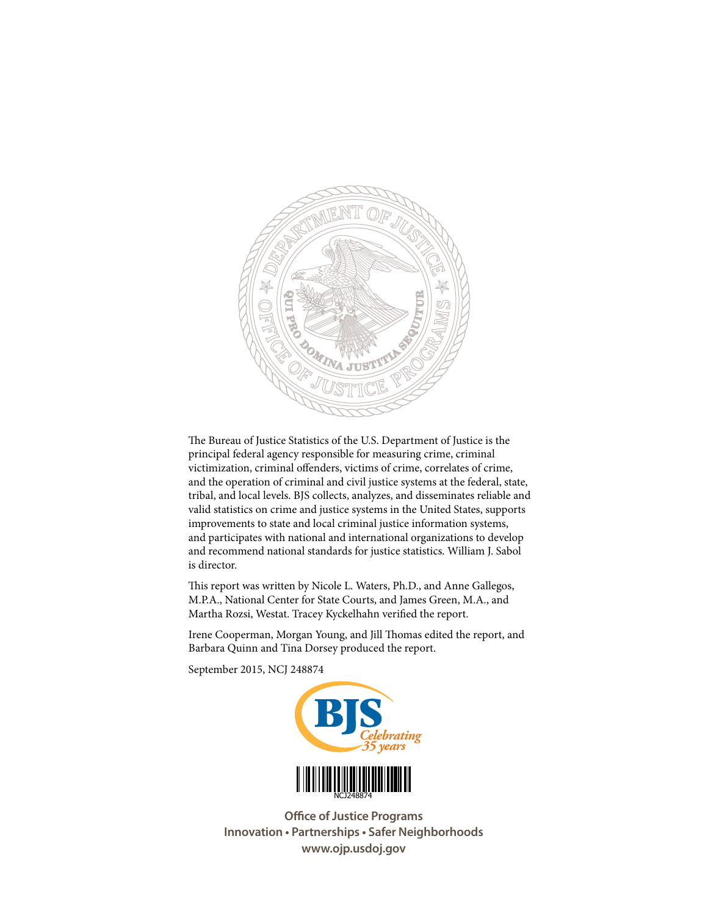The Bureau of Justice Statistics of the U.S. Department of Justice is the principal federal agency responsible for measuring crime, criminal victimization, criminal offenders, victims of crime, correlates of crime, and the operation of criminal and civil justice systems at the federal, state, tribal, and local levels. BJS collects, analyzes, and disseminates reliable and valid statistics on crime and justice systems in the United States, supports improvements to state and local criminal justice information systems, and participates with national and international organizations to develop and recommend national standards for justice statistics. William J. Sabol is director.

This report was written by Nicole L. Waters, Ph.D., and Anne Gallegos, M.P.A., National Center for State Courts, and James Green, M.A., and Martha Rozsi, Westat. Tracey Kyckelhahn verified the report.

Irene Cooperman, Morgan Young, and Jill Thomas edited the report, and Barbara Quinn and Tina Dorsey produced the report.

September 2015, NCJ 248874

BJS Celebrating 35 years

NCJ248874

**Office of Justice Programs**
**Innovation • Partnerships • Safer Neighborhoods**
**www.ojp.usdoj.gov**